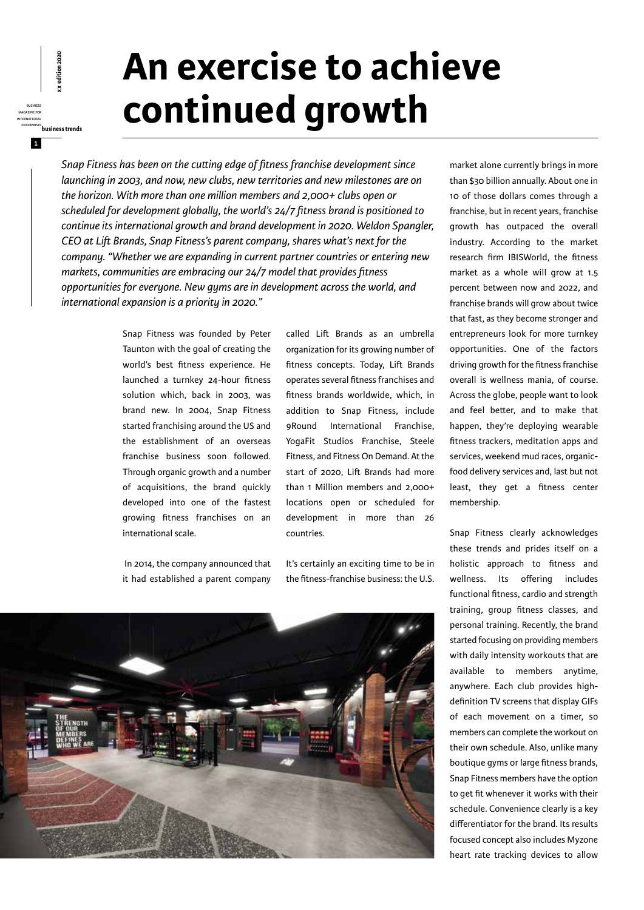# An exercise to achieve continued growth

*Snap Fitness has been on the cutting edge of fitness franchise development since launching in 2003, and now, new clubs, new territories and new milestones are on the horizon. With more than one million members and 2,000+ clubs open or scheduled for development globally, the world's 24/7 fitness brand is positioned to continue its international growth and brand development in 2020. Weldon Spangler, CEO at Lift Brands, Snap Fitness's parent company, shares what's next for the company. "Whether we are expanding in current partner countries or entering new markets, communities are embracing our 24/7 model that provides fitness opportunities for everyone. New gyms are in development across the world, and international expansion is a priority in 2020."*

Snap Fitness was founded by Peter Taunton with the goal of creating the world's best fitness experience. He launched a turnkey 24-hour fitness solution which, back in 2003, was brand new. In 2004, Snap Fitness started franchising around the US and the establishment of an overseas franchise business soon followed. Through organic growth and a number of acquisitions, the brand quickly developed into one of the fastest growing fitness franchises on an international scale.

In 2014, the company announced that it had established a parent company called Lift Brands as an umbrella organization for its growing number of fitness concepts. Today, Lift Brands operates several fitness franchises and fitness brands worldwide, which, in addition to Snap Fitness, include 9Round International Franchise, YogaFit Studios Franchise, Steele Fitness, and Fitness On Demand. At the start of 2020, Lift Brands had more than 1 Million members and 2,000+ locations open or scheduled for development in more than 26 countries.

It's certainly an exciting time to be in the fitness-franchise business: the U.S. market alone currently brings in more than $30 billion annually. About one in 10 of those dollars comes through a franchise, but in recent years, franchise growth has outpaced the overall industry. According to the market research firm IBISWorld, the fitness market as a whole will grow at 1.5 percent between now and 2022, and franchise brands will grow about twice that fast, as they become stronger and entrepreneurs look for more turnkey opportunities. One of the factors driving growth for the fitness franchise overall is wellness mania, of course. Across the globe, people want to look and feel better, and to make that happen, they're deploying wearable fitness trackers, meditation apps and services, weekend mud races, organic-food delivery services and, last but not least, they get a fitness center membership.

Snap Fitness clearly acknowledges these trends and prides itself on a holistic approach to fitness and wellness. Its offering includes functional fitness, cardio and strength training, group fitness classes, and personal training. Recently, the brand started focusing on providing members with daily intensity workouts that are available to members anytime, anywhere. Each club provides high-definition TV screens that display GIFs of each movement on a timer, so members can complete the workout on their own schedule. Also, unlike many boutique gyms or large fitness brands, Snap Fitness members have the option to get fit whenever it works with their schedule. Convenience clearly is a key differentiator for the brand. Its results focused concept also includes Myzone heart rate tracking devices to allow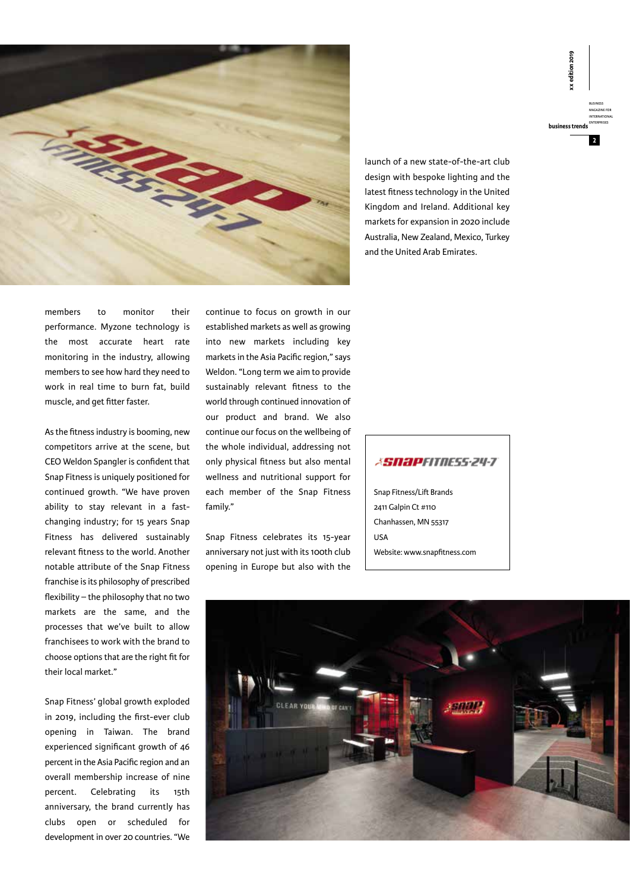members to monitor their performance. Myzone technology is the most accurate heart rate monitoring in the industry, allowing members to see how hard they need to work in real time to burn fat, build muscle, and get fitter faster.

As the fitness industry is booming, new competitors arrive at the scene, but CEO Weldon Spangler is confident that Snap Fitness is uniquely positioned for continued growth. "We have proven ability to stay relevant in a fast-changing industry; for 15 years Snap Fitness has delivered sustainably relevant fitness to the world. Another notable attribute of the Snap Fitness franchise is its philosophy of prescribed flexibility – the philosophy that no two markets are the same, and the processes that we've built to allow franchisees to work with the brand to choose options that are the right fit for their local market."

Snap Fitness' global growth exploded in 2019, including the first-ever club opening in Taiwan. The brand experienced significant growth of 46 percent in the Asia Pacific region and an overall membership increase of nine percent. Celebrating its 15th anniversary, the brand currently has clubs open or scheduled for development in over 20 countries. "We continue to focus on growth in our established markets as well as growing into new markets including key markets in the Asia Pacific region," says Weldon. "Long term we aim to provide sustainably relevant fitness to the world through continued innovation of our product and brand. We also continue our focus on the wellbeing of the whole individual, addressing not only physical fitness but also mental wellness and nutritional support for each member of the Snap Fitness family."

Snap Fitness celebrates its 15-year anniversary not just with its 100th club opening in Europe but also with the launch of a new state-of-the-art club design with bespoke lighting and the latest fitness technology in the United Kingdom and Ireland. Additional key markets for expansion in 2020 include Australia, New Zealand, Mexico, Turkey and the United Arab Emirates.

**SNAP FITNESS 24-7**

Snap Fitness/Lift Brands
2411 Galpin Ct #110
Chanhassen, MN 55317
USA
Website: www.snapfitness.com